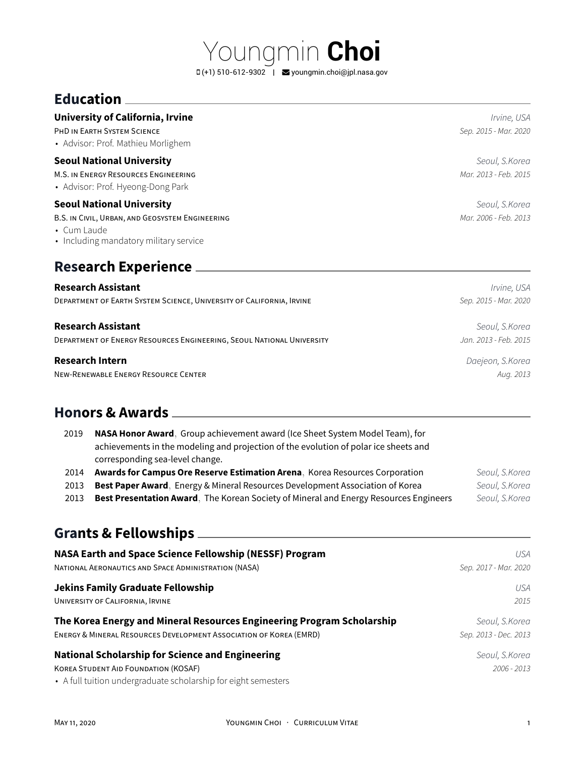# Youngmin **Choi**

(+1) 510-612-9302 | youngmin.choi@jpl.nasa.gov

## Education

**University of California, Irvine** — *Irvine, USA*
PhD in Earth System Science — *Sep. 2015 - Mar. 2020*
- Advisor: Prof. Mathieu Morlighem

**Seoul National University** — *Seoul, S.Korea*
M.S. in Energy Resources Engineering — *Mar. 2013 - Feb. 2015*
- Advisor: Prof. Hyeong-Dong Park

**Seoul National University** — *Seoul, S.Korea*
B.S. in Civil, Urban, and Geosystem Engineering — *Mar. 2006 - Feb. 2013*
- Cum Laude
- Including mandatory military service

## Research Experience

**Research Assistant** — *Irvine, USA*
Department of Earth System Science, University of California, Irvine — *Sep. 2015 - Mar. 2020*

**Research Assistant** — *Seoul, S.Korea*
Department of Energy Resources Engineering, Seoul National University — *Jan. 2013 - Feb. 2015*

**Research Intern** — *Daejeon, S.Korea*
New-Renewable Energy Resource Center — *Aug. 2013*

## Honors & Awards

- 2019 **NASA Honor Award**, Group achievement award (Ice Sheet System Model Team), for achievements in the modeling and projection of the evolution of polar ice sheets and corresponding sea-level change.
- 2014 **Awards for Campus Ore Reserve Estimation Arena**, Korea Resources Corporation — *Seoul, S.Korea*
- 2013 **Best Paper Award**, Energy & Mineral Resources Development Association of Korea — *Seoul, S.Korea*
- 2013 **Best Presentation Award**, The Korean Society of Mineral and Energy Resources Engineers — *Seoul, S.Korea*

## Grants & Fellowships

**NASA Earth and Space Science Fellowship (NESSF) Program** — *USA*
National Aeronautics and Space Administration (NASA) — *Sep. 2017 - Mar. 2020*

**Jekins Family Graduate Fellowship** — *USA*
University of California, Irvine — *2015*

**The Korea Energy and Mineral Resources Engineering Program Scholarship** — *Seoul, S.Korea*
Energy & Mineral Resources Development Association of Korea (EMRD) — *Sep. 2013 - Dec. 2013*

**National Scholarship for Science and Engineering** — *Seoul, S.Korea*
Korea Student Aid Foundation (KOSAF) — *2006 - 2013*
- A full tuition undergraduate scholarship for eight semesters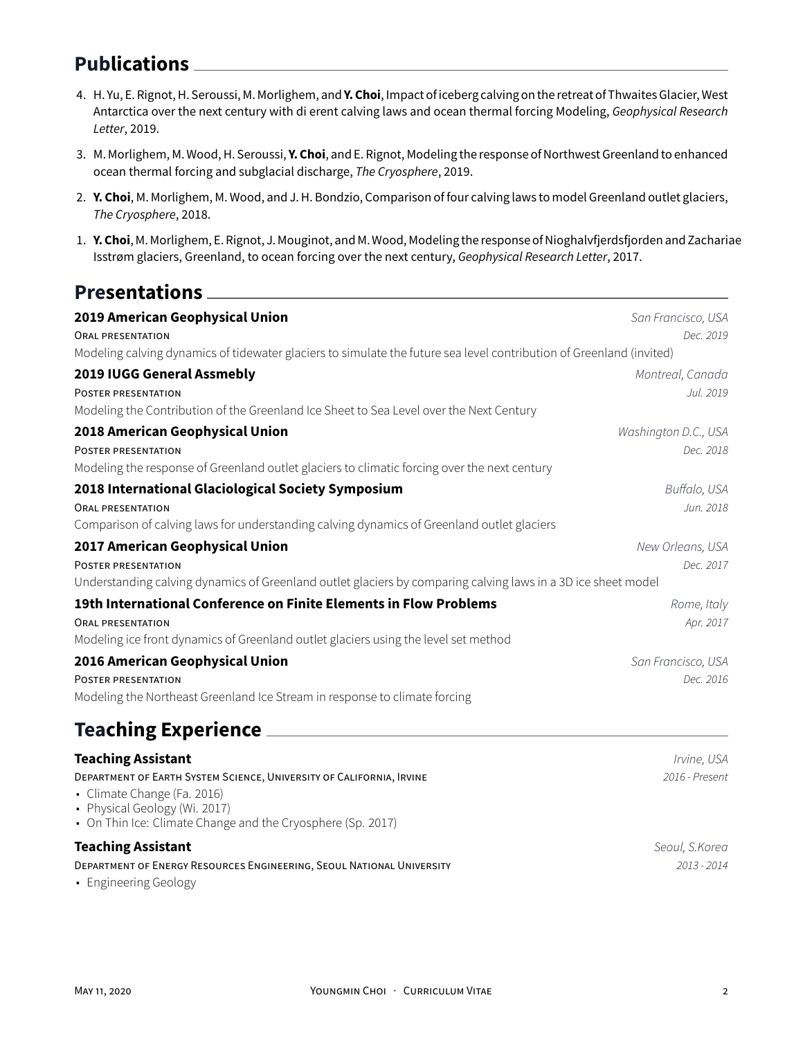## Publications

4. H. Yu, E. Rignot, H. Seroussi, M. Morlighem, and **Y. Choi**, Impact of iceberg calving on the retreat of Thwaites Glacier, West Antarctica over the next century with di erent calving laws and ocean thermal forcing Modeling, *Geophysical Research Letter*, 2019.
3. M. Morlighem, M. Wood, H. Seroussi, **Y. Choi**, and E. Rignot, Modeling the response of Northwest Greenland to enhanced ocean thermal forcing and subglacial discharge, *The Cryosphere*, 2019.
2. **Y. Choi**, M. Morlighem, M. Wood, and J. H. Bondzio, Comparison of four calving laws to model Greenland outlet glaciers, *The Cryosphere*, 2018.
1. **Y. Choi**, M. Morlighem, E. Rignot, J. Mouginot, and M. Wood, Modeling the response of Nioghalvfjerdsfjorden and Zachariae Isstrøm glaciers, Greenland, to ocean forcing over the next century, *Geophysical Research Letter*, 2017.

## Presentations

**2019 American Geophysical Union** — *San Francisco, USA*
ORAL PRESENTATION — *Dec. 2019*
Modeling calving dynamics of tidewater glaciers to simulate the future sea level contribution of Greenland (invited)

**2019 IUGG General Assmebly** — *Montreal, Canada*
POSTER PRESENTATION — *Jul. 2019*
Modeling the Contribution of the Greenland Ice Sheet to Sea Level over the Next Century

**2018 American Geophysical Union** — *Washington D.C., USA*
POSTER PRESENTATION — *Dec. 2018*
Modeling the response of Greenland outlet glaciers to climatic forcing over the next century

**2018 International Glaciological Society Symposium** — *Buffalo, USA*
ORAL PRESENTATION — *Jun. 2018*
Comparison of calving laws for understanding calving dynamics of Greenland outlet glaciers

**2017 American Geophysical Union** — *New Orleans, USA*
POSTER PRESENTATION — *Dec. 2017*
Understanding calving dynamics of Greenland outlet glaciers by comparing calving laws in a 3D ice sheet model

**19th International Conference on Finite Elements in Flow Problems** — *Rome, Italy*
ORAL PRESENTATION — *Apr. 2017*
Modeling ice front dynamics of Greenland outlet glaciers using the level set method

**2016 American Geophysical Union** — *San Francisco, USA*
POSTER PRESENTATION — *Dec. 2016*
Modeling the Northeast Greenland Ice Stream in response to climate forcing

## Teaching Experience

**Teaching Assistant** — *Irvine, USA*
DEPARTMENT OF EARTH SYSTEM SCIENCE, UNIVERSITY OF CALIFORNIA, IRVINE — *2016 - Present*
- Climate Change (Fa. 2016)
- Physical Geology (Wi. 2017)
- On Thin Ice: Climate Change and the Cryosphere (Sp. 2017)

**Teaching Assistant** — *Seoul, S.Korea*
DEPARTMENT OF ENERGY RESOURCES ENGINEERING, SEOUL NATIONAL UNIVERSITY — *2013 - 2014*
- Engineering Geology